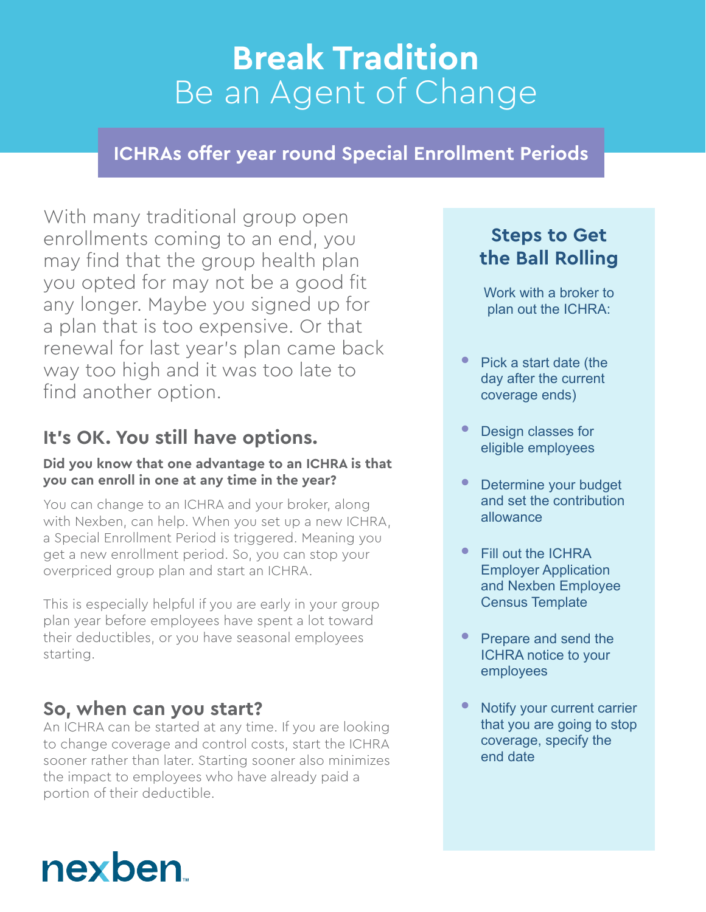# Break Tradition
## Be an Agent of Change

**ICHRAs offer year round Special Enrollment Periods**

With many traditional group open enrollments coming to an end, you may find that the group health plan you opted for may not be a good fit any longer. Maybe you signed up for a plan that is too expensive. Or that renewal for last year's plan came back way too high and it was too late to find another option.

## It's OK. You still have options.

**Did you know that one advantage to an ICHRA is that you can enroll in one at any time in the year?**

You can change to an ICHRA and your broker, along with Nexben, can help. When you set up a new ICHRA, a Special Enrollment Period is triggered. Meaning you get a new enrollment period. So, you can stop your overpriced group plan and start an ICHRA.

This is especially helpful if you are early in your group plan year before employees have spent a lot toward their deductibles, or you have seasonal employees starting.

## So, when can you start?

An ICHRA can be started at any time. If you are looking to change coverage and control costs, start the ICHRA sooner rather than later. Starting sooner also minimizes the impact to employees who have already paid a portion of their deductible.

### Steps to Get the Ball Rolling

Work with a broker to plan out the ICHRA:

- Pick a start date (the day after the current coverage ends)
- Design classes for eligible employees
- Determine your budget and set the contribution allowance
- Fill out the ICHRA Employer Application and Nexben Employee Census Template
- Prepare and send the ICHRA notice to your employees
- Notify your current carrier that you are going to stop coverage, specify the end date

nexben™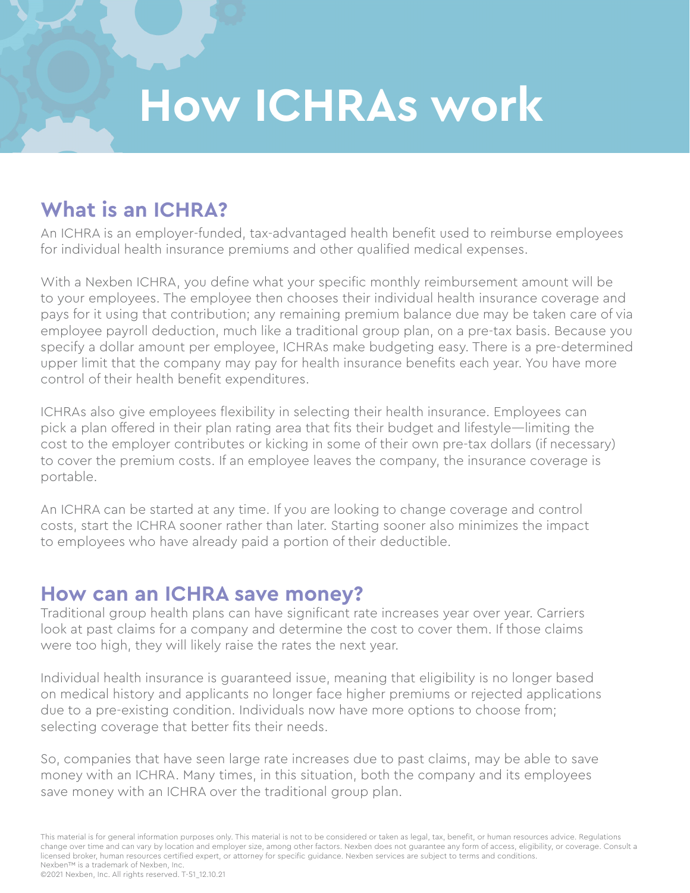# How ICHRAs work

## What is an ICHRA?

An ICHRA is an employer-funded, tax-advantaged health benefit used to reimburse employees for individual health insurance premiums and other qualified medical expenses.

With a Nexben ICHRA, you define what your specific monthly reimbursement amount will be to your employees. The employee then chooses their individual health insurance coverage and pays for it using that contribution; any remaining premium balance due may be taken care of via employee payroll deduction, much like a traditional group plan, on a pre-tax basis. Because you specify a dollar amount per employee, ICHRAs make budgeting easy. There is a pre-determined upper limit that the company may pay for health insurance benefits each year. You have more control of their health benefit expenditures.

ICHRAs also give employees flexibility in selecting their health insurance. Employees can pick a plan offered in their plan rating area that fits their budget and lifestyle—limiting the cost to the employer contributes or kicking in some of their own pre-tax dollars (if necessary) to cover the premium costs. If an employee leaves the company, the insurance coverage is portable.

An ICHRA can be started at any time. If you are looking to change coverage and control costs, start the ICHRA sooner rather than later. Starting sooner also minimizes the impact to employees who have already paid a portion of their deductible.

## How can an ICHRA save money?

Traditional group health plans can have significant rate increases year over year. Carriers look at past claims for a company and determine the cost to cover them. If those claims were too high, they will likely raise the rates the next year.

Individual health insurance is guaranteed issue, meaning that eligibility is no longer based on medical history and applicants no longer face higher premiums or rejected applications due to a pre-existing condition. Individuals now have more options to choose from; selecting coverage that better fits their needs.

So, companies that have seen large rate increases due to past claims, may be able to save money with an ICHRA. Many times, in this situation, both the company and its employees save money with an ICHRA over the traditional group plan.

This material is for general information purposes only. This material is not to be considered or taken as legal, tax, benefit, or human resources advice. Regulations change over time and can vary by location and employer size, among other factors. Nexben does not guarantee any form of access, eligibility, or coverage. Consult a licensed broker, human resources certified expert, or attorney for specific guidance. Nexben services are subject to terms and conditions.
Nexben™ is a trademark of Nexben, Inc.
©2021 Nexben, Inc. All rights reserved. T-51_12.10.21